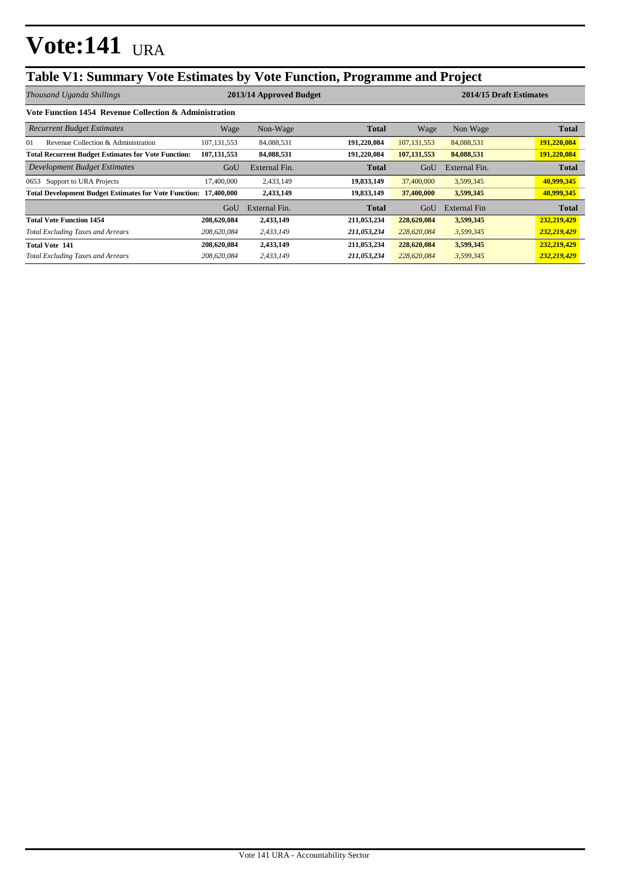# Vote:141 URA

## Table V1: Summary Vote Estimates by Vote Function, Programme and Project

| *Thousand Uganda Shillings* | 2013/14 Approved Budget | | | 2014/15 Draft Estimates | | |
|---|---|---|---|---|---|---|
| **Vote Function 1454 Revenue Collection & Administration** | | | | | | |
| *Recurrent Budget Estimates* | Wage | Non-Wage | **Total** | Wage | Non Wage | **Total** |
| 01 Revenue Collection & Administration | 107,131,553 | 84,088,531 | **191,220,084** | 107,131,553 | 84,088,531 | **191,220,084** |
| **Total Recurrent Budget Estimates for Vote Function:** | **107,131,553** | **84,088,531** | **191,220,084** | **107,131,553** | **84,088,531** | **191,220,084** |
| *Development Budget Estimates* | GoU | External Fin. | **Total** | GoU | External Fin. | **Total** |
| 0653 Support to URA Projects | 17,400,000 | 2,433,149 | **19,833,149** | 37,400,000 | 3,599,345 | **40,999,345** |
| **Total Development Budget Estimates for Vote Function:** | **17,400,000** | **2,433,149** | **19,833,149** | **37,400,000** | **3,599,345** | **40,999,345** |
| | GoU | External Fin. | **Total** | GoU | External Fin | **Total** |
| **Total Vote Function 1454** | **208,620,084** | **2,433,149** | **211,053,234** | **228,620,084** | **3,599,345** | **232,219,429** |
| *Total Excluding Taxes and Arrears* | *208,620,084* | *2,433,149* | ***211,053,234*** | *228,620,084* | *3,599,345* | ***232,219,429*** |
| **Total Vote 141** | **208,620,084** | **2,433,149** | **211,053,234** | **228,620,084** | **3,599,345** | **232,219,429** |
| *Total Excluding Taxes and Arrears* | *208,620,084* | *2,433,149* | ***211,053,234*** | *228,620,084* | *3,599,345* | ***232,219,429*** |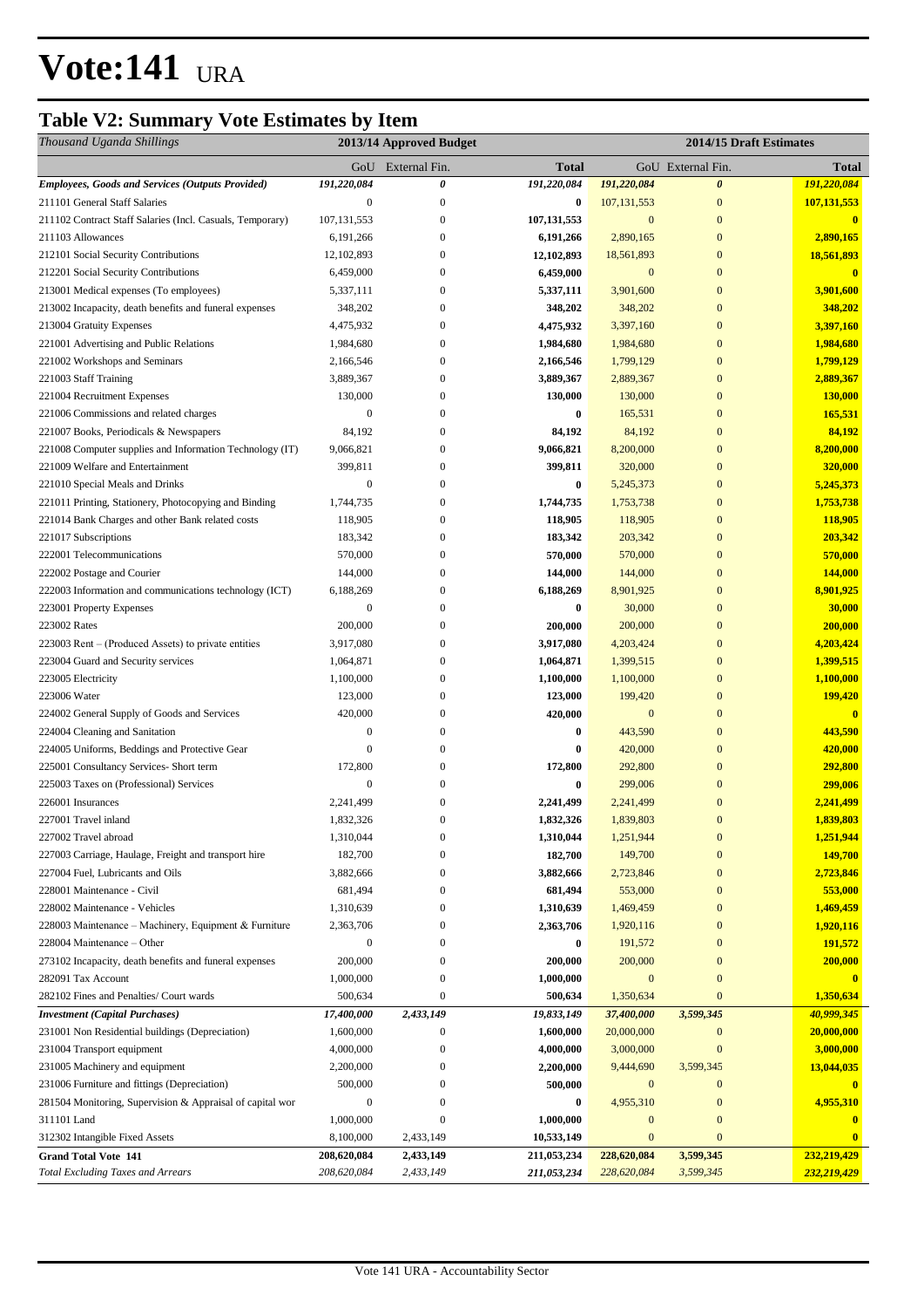# Vote:141 URA

## Table V2: Summary Vote Estimates by Item

| *Thousand Uganda Shillings* | 2013/14 Approved Budget | | | 2014/15 Draft Estimates | | |
|---|---|---|---|---|---|---|
| | GoU | External Fin. | **Total** | GoU | External Fin. | **Total** |
| ***Employees, Goods and Services (Outputs Provided)*** | ***191,220,084*** | ***0*** | ***191,220,084*** | ***191,220,084*** | ***0*** | ***191,220,084*** |
| 211101 General Staff Salaries | 0 | 0 | **0** | 107,131,553 | 0 | **107,131,553** |
| 211102 Contract Staff Salaries (Incl. Casuals, Temporary) | 107,131,553 | 0 | **107,131,553** | 0 | 0 | **0** |
| 211103 Allowances | 6,191,266 | 0 | **6,191,266** | 2,890,165 | 0 | **2,890,165** |
| 212101 Social Security Contributions | 12,102,893 | 0 | **12,102,893** | 18,561,893 | 0 | **18,561,893** |
| 212201 Social Security Contributions | 6,459,000 | 0 | **6,459,000** | 0 | 0 | **0** |
| 213001 Medical expenses (To employees) | 5,337,111 | 0 | **5,337,111** | 3,901,600 | 0 | **3,901,600** |
| 213002 Incapacity, death benefits and funeral expenses | 348,202 | 0 | **348,202** | 348,202 | 0 | **348,202** |
| 213004 Gratuity Expenses | 4,475,932 | 0 | **4,475,932** | 3,397,160 | 0 | **3,397,160** |
| 221001 Advertising and Public Relations | 1,984,680 | 0 | **1,984,680** | 1,984,680 | 0 | **1,984,680** |
| 221002 Workshops and Seminars | 2,166,546 | 0 | **2,166,546** | 1,799,129 | 0 | **1,799,129** |
| 221003 Staff Training | 3,889,367 | 0 | **3,889,367** | 2,889,367 | 0 | **2,889,367** |
| 221004 Recruitment Expenses | 130,000 | 0 | **130,000** | 130,000 | 0 | **130,000** |
| 221006 Commissions and related charges | 0 | 0 | **0** | 165,531 | 0 | **165,531** |
| 221007 Books, Periodicals & Newspapers | 84,192 | 0 | **84,192** | 84,192 | 0 | **84,192** |
| 221008 Computer supplies and Information Technology (IT) | 9,066,821 | 0 | **9,066,821** | 8,200,000 | 0 | **8,200,000** |
| 221009 Welfare and Entertainment | 399,811 | 0 | **399,811** | 320,000 | 0 | **320,000** |
| 221010 Special Meals and Drinks | 0 | 0 | **0** | 5,245,373 | 0 | **5,245,373** |
| 221011 Printing, Stationery, Photocopying and Binding | 1,744,735 | 0 | **1,744,735** | 1,753,738 | 0 | **1,753,738** |
| 221014 Bank Charges and other Bank related costs | 118,905 | 0 | **118,905** | 118,905 | 0 | **118,905** |
| 221017 Subscriptions | 183,342 | 0 | **183,342** | 203,342 | 0 | **203,342** |
| 222001 Telecommunications | 570,000 | 0 | **570,000** | 570,000 | 0 | **570,000** |
| 222002 Postage and Courier | 144,000 | 0 | **144,000** | 144,000 | 0 | **144,000** |
| 222003 Information and communications technology (ICT) | 6,188,269 | 0 | **6,188,269** | 8,901,925 | 0 | **8,901,925** |
| 223001 Property Expenses | 0 | 0 | **0** | 30,000 | 0 | **30,000** |
| 223002 Rates | 200,000 | 0 | **200,000** | 200,000 | 0 | **200,000** |
| 223003 Rent – (Produced Assets) to private entities | 3,917,080 | 0 | **3,917,080** | 4,203,424 | 0 | **4,203,424** |
| 223004 Guard and Security services | 1,064,871 | 0 | **1,064,871** | 1,399,515 | 0 | **1,399,515** |
| 223005 Electricity | 1,100,000 | 0 | **1,100,000** | 1,100,000 | 0 | **1,100,000** |
| 223006 Water | 123,000 | 0 | **123,000** | 199,420 | 0 | **199,420** |
| 224002 General Supply of Goods and Services | 420,000 | 0 | **420,000** | 0 | 0 | **0** |
| 224004 Cleaning and Sanitation | 0 | 0 | **0** | 443,590 | 0 | **443,590** |
| 224005 Uniforms, Beddings and Protective Gear | 0 | 0 | **0** | 420,000 | 0 | **420,000** |
| 225001 Consultancy Services- Short term | 172,800 | 0 | **172,800** | 292,800 | 0 | **292,800** |
| 225003 Taxes on (Professional) Services | 0 | 0 | **0** | 299,006 | 0 | **299,006** |
| 226001 Insurances | 2,241,499 | 0 | **2,241,499** | 2,241,499 | 0 | **2,241,499** |
| 227001 Travel inland | 1,832,326 | 0 | **1,832,326** | 1,839,803 | 0 | **1,839,803** |
| 227002 Travel abroad | 1,310,044 | 0 | **1,310,044** | 1,251,944 | 0 | **1,251,944** |
| 227003 Carriage, Haulage, Freight and transport hire | 182,700 | 0 | **182,700** | 149,700 | 0 | **149,700** |
| 227004 Fuel, Lubricants and Oils | 3,882,666 | 0 | **3,882,666** | 2,723,846 | 0 | **2,723,846** |
| 228001 Maintenance - Civil | 681,494 | 0 | **681,494** | 553,000 | 0 | **553,000** |
| 228002 Maintenance - Vehicles | 1,310,639 | 0 | **1,310,639** | 1,469,459 | 0 | **1,469,459** |
| 228003 Maintenance – Machinery, Equipment & Furniture | 2,363,706 | 0 | **2,363,706** | 1,920,116 | 0 | **1,920,116** |
| 228004 Maintenance – Other | 0 | 0 | **0** | 191,572 | 0 | **191,572** |
| 273102 Incapacity, death benefits and funeral expenses | 200,000 | 0 | **200,000** | 200,000 | 0 | **200,000** |
| 282091 Tax Account | 1,000,000 | 0 | **1,000,000** | 0 | 0 | **0** |
| 282102 Fines and Penalties/ Court wards | 500,634 | 0 | **500,634** | 1,350,634 | 0 | **1,350,634** |
| ***Investment (Capital Purchases)*** | ***17,400,000*** | ***2,433,149*** | ***19,833,149*** | ***37,400,000*** | ***3,599,345*** | ***40,999,345*** |
| 231001 Non Residential buildings (Depreciation) | 1,600,000 | 0 | **1,600,000** | 20,000,000 | 0 | **20,000,000** |
| 231004 Transport equipment | 4,000,000 | 0 | **4,000,000** | 3,000,000 | 0 | **3,000,000** |
| 231005 Machinery and equipment | 2,200,000 | 0 | **2,200,000** | 9,444,690 | 3,599,345 | **13,044,035** |
| 231006 Furniture and fittings (Depreciation) | 500,000 | 0 | **500,000** | 0 | 0 | **0** |
| 281504 Monitoring, Supervision & Appraisal of capital wor | 0 | 0 | **0** | 4,955,310 | 0 | **4,955,310** |
| 311101 Land | 1,000,000 | 0 | **1,000,000** | 0 | 0 | **0** |
| 312302 Intangible Fixed Assets | 8,100,000 | 2,433,149 | **10,533,149** | 0 | 0 | **0** |
| **Grand Total Vote 141** | **208,620,084** | **2,433,149** | **211,053,234** | **228,620,084** | **3,599,345** | **232,219,429** |
| *Total Excluding Taxes and Arrears* | *208,620,084* | *2,433,149* | ***211,053,234*** | *228,620,084* | *3,599,345* | ***232,219,429*** |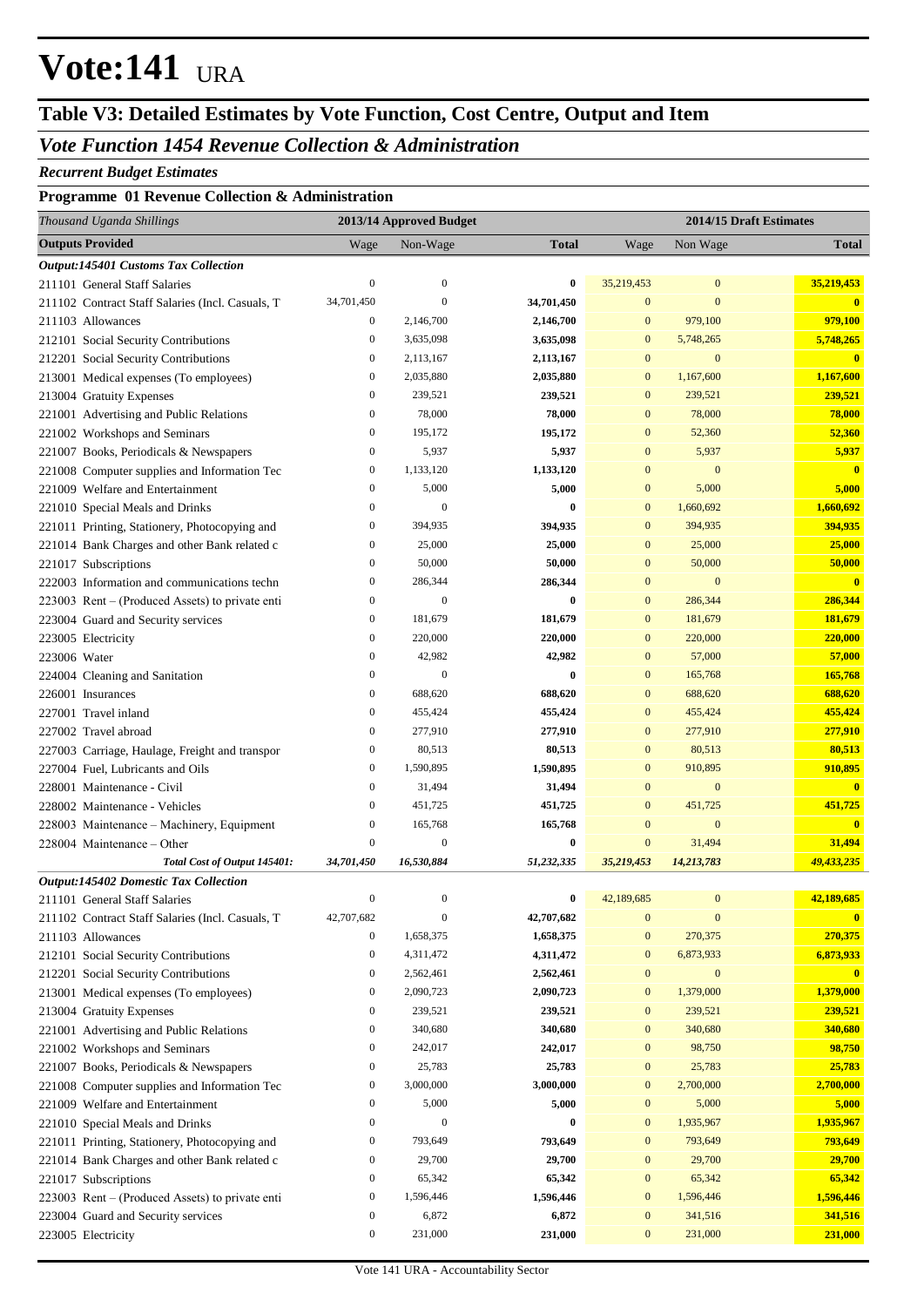# Vote:141 URA

## Table V3: Detailed Estimates by Vote Function, Cost Centre, Output and Item

### *Vote Function 1454 Revenue Collection & Administration*

***Recurrent Budget Estimates***

**Programme 01 Revenue Collection & Administration**

| *Thousand Uganda Shillings* | 2013/14 Approved Budget | | | 2014/15 Draft Estimates | | |
|---|---|---|---|---|---|---|
| **Outputs Provided** | Wage | Non-Wage | **Total** | Wage | Non Wage | **Total** |
| ***Output:145401 Customs Tax Collection*** | | | | | | |
| 211101 General Staff Salaries | 0 | 0 | **0** | 35,219,453 | 0 | **35,219,453** |
| 211102 Contract Staff Salaries (Incl. Casuals, T | 34,701,450 | 0 | **34,701,450** | 0 | 0 | **0** |
| 211103 Allowances | 0 | 2,146,700 | **2,146,700** | 0 | 979,100 | **979,100** |
| 212101 Social Security Contributions | 0 | 3,635,098 | **3,635,098** | 0 | 5,748,265 | **5,748,265** |
| 212201 Social Security Contributions | 0 | 2,113,167 | **2,113,167** | 0 | 0 | **0** |
| 213001 Medical expenses (To employees) | 0 | 2,035,880 | **2,035,880** | 0 | 1,167,600 | **1,167,600** |
| 213004 Gratuity Expenses | 0 | 239,521 | **239,521** | 0 | 239,521 | **239,521** |
| 221001 Advertising and Public Relations | 0 | 78,000 | **78,000** | 0 | 78,000 | **78,000** |
| 221002 Workshops and Seminars | 0 | 195,172 | **195,172** | 0 | 52,360 | **52,360** |
| 221007 Books, Periodicals & Newspapers | 0 | 5,937 | **5,937** | 0 | 5,937 | **5,937** |
| 221008 Computer supplies and Information Tec | 0 | 1,133,120 | **1,133,120** | 0 | 0 | **0** |
| 221009 Welfare and Entertainment | 0 | 5,000 | **5,000** | 0 | 5,000 | **5,000** |
| 221010 Special Meals and Drinks | 0 | 0 | **0** | 0 | 1,660,692 | **1,660,692** |
| 221011 Printing, Stationery, Photocopying and | 0 | 394,935 | **394,935** | 0 | 394,935 | **394,935** |
| 221014 Bank Charges and other Bank related c | 0 | 25,000 | **25,000** | 0 | 25,000 | **25,000** |
| 221017 Subscriptions | 0 | 50,000 | **50,000** | 0 | 50,000 | **50,000** |
| 222003 Information and communications techn | 0 | 286,344 | **286,344** | 0 | 0 | **0** |
| 223003 Rent – (Produced Assets) to private enti | 0 | 0 | **0** | 0 | 286,344 | **286,344** |
| 223004 Guard and Security services | 0 | 181,679 | **181,679** | 0 | 181,679 | **181,679** |
| 223005 Electricity | 0 | 220,000 | **220,000** | 0 | 220,000 | **220,000** |
| 223006 Water | 0 | 42,982 | **42,982** | 0 | 57,000 | **57,000** |
| 224004 Cleaning and Sanitation | 0 | 0 | **0** | 0 | 165,768 | **165,768** |
| 226001 Insurances | 0 | 688,620 | **688,620** | 0 | 688,620 | **688,620** |
| 227001 Travel inland | 0 | 455,424 | **455,424** | 0 | 455,424 | **455,424** |
| 227002 Travel abroad | 0 | 277,910 | **277,910** | 0 | 277,910 | **277,910** |
| 227003 Carriage, Haulage, Freight and transpor | 0 | 80,513 | **80,513** | 0 | 80,513 | **80,513** |
| 227004 Fuel, Lubricants and Oils | 0 | 1,590,895 | **1,590,895** | 0 | 910,895 | **910,895** |
| 228001 Maintenance - Civil | 0 | 31,494 | **31,494** | 0 | 0 | **0** |
| 228002 Maintenance - Vehicles | 0 | 451,725 | **451,725** | 0 | 451,725 | **451,725** |
| 228003 Maintenance – Machinery, Equipment | 0 | 165,768 | **165,768** | 0 | 0 | **0** |
| 228004 Maintenance – Other | 0 | 0 | **0** | 0 | 31,494 | **31,494** |
| ***Total Cost of Output 145401:*** | ***34,701,450*** | ***16,530,884*** | ***51,232,335*** | ***35,219,453*** | ***14,213,783*** | ***49,433,235*** |
| ***Output:145402 Domestic Tax Collection*** | | | | | | |
| 211101 General Staff Salaries | 0 | 0 | **0** | 42,189,685 | 0 | **42,189,685** |
| 211102 Contract Staff Salaries (Incl. Casuals, T | 42,707,682 | 0 | **42,707,682** | 0 | 0 | **0** |
| 211103 Allowances | 0 | 1,658,375 | **1,658,375** | 0 | 270,375 | **270,375** |
| 212101 Social Security Contributions | 0 | 4,311,472 | **4,311,472** | 0 | 6,873,933 | **6,873,933** |
| 212201 Social Security Contributions | 0 | 2,562,461 | **2,562,461** | 0 | 0 | **0** |
| 213001 Medical expenses (To employees) | 0 | 2,090,723 | **2,090,723** | 0 | 1,379,000 | **1,379,000** |
| 213004 Gratuity Expenses | 0 | 239,521 | **239,521** | 0 | 239,521 | **239,521** |
| 221001 Advertising and Public Relations | 0 | 340,680 | **340,680** | 0 | 340,680 | **340,680** |
| 221002 Workshops and Seminars | 0 | 242,017 | **242,017** | 0 | 98,750 | **98,750** |
| 221007 Books, Periodicals & Newspapers | 0 | 25,783 | **25,783** | 0 | 25,783 | **25,783** |
| 221008 Computer supplies and Information Tec | 0 | 3,000,000 | **3,000,000** | 0 | 2,700,000 | **2,700,000** |
| 221009 Welfare and Entertainment | 0 | 5,000 | **5,000** | 0 | 5,000 | **5,000** |
| 221010 Special Meals and Drinks | 0 | 0 | **0** | 0 | 1,935,967 | **1,935,967** |
| 221011 Printing, Stationery, Photocopying and | 0 | 793,649 | **793,649** | 0 | 793,649 | **793,649** |
| 221014 Bank Charges and other Bank related c | 0 | 29,700 | **29,700** | 0 | 29,700 | **29,700** |
| 221017 Subscriptions | 0 | 65,342 | **65,342** | 0 | 65,342 | **65,342** |
| 223003 Rent – (Produced Assets) to private enti | 0 | 1,596,446 | **1,596,446** | 0 | 1,596,446 | **1,596,446** |
| 223004 Guard and Security services | 0 | 6,872 | **6,872** | 0 | 341,516 | **341,516** |
| 223005 Electricity | 0 | 231,000 | **231,000** | 0 | 231,000 | **231,000** |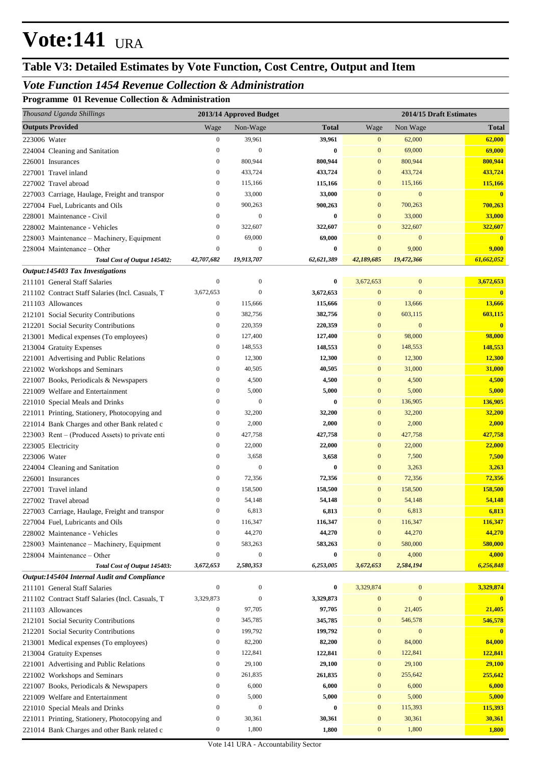# Vote:141 URA

## Table V3: Detailed Estimates by Vote Function, Cost Centre, Output and Item

### *Vote Function 1454 Revenue Collection & Administration*

**Programme 01 Revenue Collection & Administration**

| *Thousand Uganda Shillings* | 2013/14 Approved Budget | | | 2014/15 Draft Estimates | | |
|---|---|---|---|---|---|---|
| **Outputs Provided** | Wage | Non-Wage | **Total** | Wage | Non Wage | **Total** |
| 223006 Water | 0 | 39,961 | **39,961** | 0 | 62,000 | **62,000** |
| 224004 Cleaning and Sanitation | 0 | 0 | **0** | 0 | 69,000 | **69,000** |
| 226001 Insurances | 0 | 800,944 | **800,944** | 0 | 800,944 | **800,944** |
| 227001 Travel inland | 0 | 433,724 | **433,724** | 0 | 433,724 | **433,724** |
| 227002 Travel abroad | 0 | 115,166 | **115,166** | 0 | 115,166 | **115,166** |
| 227003 Carriage, Haulage, Freight and transpor | 0 | 33,000 | **33,000** | 0 | 0 | **0** |
| 227004 Fuel, Lubricants and Oils | 0 | 900,263 | **900,263** | 0 | 700,263 | **700,263** |
| 228001 Maintenance - Civil | 0 | 0 | **0** | 0 | 33,000 | **33,000** |
| 228002 Maintenance - Vehicles | 0 | 322,607 | **322,607** | 0 | 322,607 | **322,607** |
| 228003 Maintenance – Machinery, Equipment | 0 | 69,000 | **69,000** | 0 | 0 | **0** |
| 228004 Maintenance – Other | 0 | 0 | **0** | 0 | 9,000 | **9,000** |
| ***Total Cost of Output 145402:*** | ***42,707,682*** | ***19,913,707*** | ***62,621,389*** | ***42,189,685*** | ***19,472,366*** | ***61,662,052*** |
| ***Output:145403 Tax Investigations*** | | | | | | |
| 211101 General Staff Salaries | 0 | 0 | **0** | 3,672,653 | 0 | **3,672,653** |
| 211102 Contract Staff Salaries (Incl. Casuals, T | 3,672,653 | 0 | **3,672,653** | 0 | 0 | **0** |
| 211103 Allowances | 0 | 115,666 | **115,666** | 0 | 13,666 | **13,666** |
| 212101 Social Security Contributions | 0 | 382,756 | **382,756** | 0 | 603,115 | **603,115** |
| 212201 Social Security Contributions | 0 | 220,359 | **220,359** | 0 | 0 | **0** |
| 213001 Medical expenses (To employees) | 0 | 127,400 | **127,400** | 0 | 98,000 | **98,000** |
| 213004 Gratuity Expenses | 0 | 148,553 | **148,553** | 0 | 148,553 | **148,553** |
| 221001 Advertising and Public Relations | 0 | 12,300 | **12,300** | 0 | 12,300 | **12,300** |
| 221002 Workshops and Seminars | 0 | 40,505 | **40,505** | 0 | 31,000 | **31,000** |
| 221007 Books, Periodicals & Newspapers | 0 | 4,500 | **4,500** | 0 | 4,500 | **4,500** |
| 221009 Welfare and Entertainment | 0 | 5,000 | **5,000** | 0 | 5,000 | **5,000** |
| 221010 Special Meals and Drinks | 0 | 0 | **0** | 0 | 136,905 | **136,905** |
| 221011 Printing, Stationery, Photocopying and | 0 | 32,200 | **32,200** | 0 | 32,200 | **32,200** |
| 221014 Bank Charges and other Bank related c | 0 | 2,000 | **2,000** | 0 | 2,000 | **2,000** |
| 223003 Rent – (Produced Assets) to private enti | 0 | 427,758 | **427,758** | 0 | 427,758 | **427,758** |
| 223005 Electricity | 0 | 22,000 | **22,000** | 0 | 22,000 | **22,000** |
| 223006 Water | 0 | 3,658 | **3,658** | 0 | 7,500 | **7,500** |
| 224004 Cleaning and Sanitation | 0 | 0 | **0** | 0 | 3,263 | **3,263** |
| 226001 Insurances | 0 | 72,356 | **72,356** | 0 | 72,356 | **72,356** |
| 227001 Travel inland | 0 | 158,500 | **158,500** | 0 | 158,500 | **158,500** |
| 227002 Travel abroad | 0 | 54,148 | **54,148** | 0 | 54,148 | **54,148** |
| 227003 Carriage, Haulage, Freight and transpor | 0 | 6,813 | **6,813** | 0 | 6,813 | **6,813** |
| 227004 Fuel, Lubricants and Oils | 0 | 116,347 | **116,347** | 0 | 116,347 | **116,347** |
| 228002 Maintenance - Vehicles | 0 | 44,270 | **44,270** | 0 | 44,270 | **44,270** |
| 228003 Maintenance – Machinery, Equipment | 0 | 583,263 | **583,263** | 0 | 580,000 | **580,000** |
| 228004 Maintenance – Other | 0 | 0 | **0** | 0 | 4,000 | **4,000** |
| ***Total Cost of Output 145403:*** | ***3,672,653*** | ***2,580,353*** | ***6,253,005*** | ***3,672,653*** | ***2,584,194*** | ***6,256,848*** |
| ***Output:145404 Internal Audit and Compliance*** | | | | | | |
| 211101 General Staff Salaries | 0 | 0 | **0** | 3,329,874 | 0 | **3,329,874** |
| 211102 Contract Staff Salaries (Incl. Casuals, T | 3,329,873 | 0 | **3,329,873** | 0 | 0 | **0** |
| 211103 Allowances | 0 | 97,705 | **97,705** | 0 | 21,405 | **21,405** |
| 212101 Social Security Contributions | 0 | 345,785 | **345,785** | 0 | 546,578 | **546,578** |
| 212201 Social Security Contributions | 0 | 199,792 | **199,792** | 0 | 0 | **0** |
| 213001 Medical expenses (To employees) | 0 | 82,200 | **82,200** | 0 | 84,000 | **84,000** |
| 213004 Gratuity Expenses | 0 | 122,841 | **122,841** | 0 | 122,841 | **122,841** |
| 221001 Advertising and Public Relations | 0 | 29,100 | **29,100** | 0 | 29,100 | **29,100** |
| 221002 Workshops and Seminars | 0 | 261,835 | **261,835** | 0 | 255,642 | **255,642** |
| 221007 Books, Periodicals & Newspapers | 0 | 6,000 | **6,000** | 0 | 6,000 | **6,000** |
| 221009 Welfare and Entertainment | 0 | 5,000 | **5,000** | 0 | 5,000 | **5,000** |
| 221010 Special Meals and Drinks | 0 | 0 | **0** | 0 | 115,393 | **115,393** |
| 221011 Printing, Stationery, Photocopying and | 0 | 30,361 | **30,361** | 0 | 30,361 | **30,361** |
| 221014 Bank Charges and other Bank related c | 0 | 1,800 | **1,800** | 0 | 1,800 | **1,800** |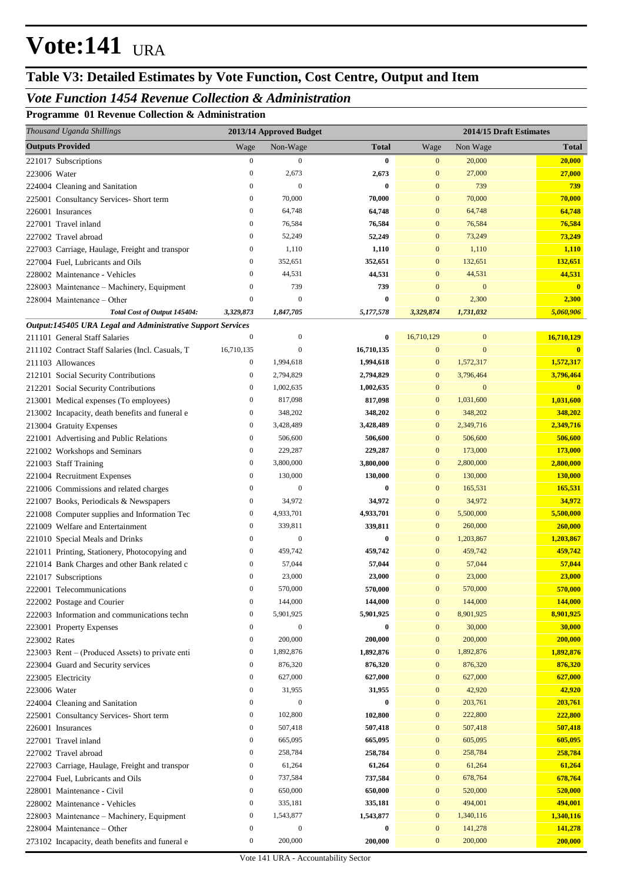# Vote:141 URA

## Table V3: Detailed Estimates by Vote Function, Cost Centre, Output and Item

### *Vote Function 1454 Revenue Collection & Administration*

#### Programme 01 Revenue Collection & Administration

| *Thousand Uganda Shillings* | 2013/14 Approved Budget | | | 2014/15 Draft Estimates | | |
|---|---|---|---|---|---|---|
| **Outputs Provided** | Wage | Non-Wage | **Total** | Wage | Non Wage | **Total** |
| 221017 Subscriptions | 0 | 0 | **0** | 0 | 20,000 | **20,000** |
| 223006 Water | 0 | 2,673 | **2,673** | 0 | 27,000 | **27,000** |
| 224004 Cleaning and Sanitation | 0 | 0 | **0** | 0 | 739 | **739** |
| 225001 Consultancy Services- Short term | 0 | 70,000 | **70,000** | 0 | 70,000 | **70,000** |
| 226001 Insurances | 0 | 64,748 | **64,748** | 0 | 64,748 | **64,748** |
| 227001 Travel inland | 0 | 76,584 | **76,584** | 0 | 76,584 | **76,584** |
| 227002 Travel abroad | 0 | 52,249 | **52,249** | 0 | 73,249 | **73,249** |
| 227003 Carriage, Haulage, Freight and transpor | 0 | 1,110 | **1,110** | 0 | 1,110 | **1,110** |
| 227004 Fuel, Lubricants and Oils | 0 | 352,651 | **352,651** | 0 | 132,651 | **132,651** |
| 228002 Maintenance - Vehicles | 0 | 44,531 | **44,531** | 0 | 44,531 | **44,531** |
| 228003 Maintenance – Machinery, Equipment | 0 | 739 | **739** | 0 | 0 | **0** |
| 228004 Maintenance – Other | 0 | 0 | **0** | 0 | 2,300 | **2,300** |
| ***Total Cost of Output 145404:*** | ***3,329,873*** | ***1,847,705*** | ***5,177,578*** | ***3,329,874*** | ***1,731,032*** | ***5,060,906*** |
| ***Output:145405 URA Legal and Administrative Support Services*** | | | | | | |
| 211101 General Staff Salaries | 0 | 0 | **0** | 16,710,129 | 0 | **16,710,129** |
| 211102 Contract Staff Salaries (Incl. Casuals, T | 16,710,135 | 0 | **16,710,135** | 0 | 0 | **0** |
| 211103 Allowances | 0 | 1,994,618 | **1,994,618** | 0 | 1,572,317 | **1,572,317** |
| 212101 Social Security Contributions | 0 | 2,794,829 | **2,794,829** | 0 | 3,796,464 | **3,796,464** |
| 212201 Social Security Contributions | 0 | 1,002,635 | **1,002,635** | 0 | 0 | **0** |
| 213001 Medical expenses (To employees) | 0 | 817,098 | **817,098** | 0 | 1,031,600 | **1,031,600** |
| 213002 Incapacity, death benefits and funeral e | 0 | 348,202 | **348,202** | 0 | 348,202 | **348,202** |
| 213004 Gratuity Expenses | 0 | 3,428,489 | **3,428,489** | 0 | 2,349,716 | **2,349,716** |
| 221001 Advertising and Public Relations | 0 | 506,600 | **506,600** | 0 | 506,600 | **506,600** |
| 221002 Workshops and Seminars | 0 | 229,287 | **229,287** | 0 | 173,000 | **173,000** |
| 221003 Staff Training | 0 | 3,800,000 | **3,800,000** | 0 | 2,800,000 | **2,800,000** |
| 221004 Recruitment Expenses | 0 | 130,000 | **130,000** | 0 | 130,000 | **130,000** |
| 221006 Commissions and related charges | 0 | 0 | **0** | 0 | 165,531 | **165,531** |
| 221007 Books, Periodicals & Newspapers | 0 | 34,972 | **34,972** | 0 | 34,972 | **34,972** |
| 221008 Computer supplies and Information Tec | 0 | 4,933,701 | **4,933,701** | 0 | 5,500,000 | **5,500,000** |
| 221009 Welfare and Entertainment | 0 | 339,811 | **339,811** | 0 | 260,000 | **260,000** |
| 221010 Special Meals and Drinks | 0 | 0 | **0** | 0 | 1,203,867 | **1,203,867** |
| 221011 Printing, Stationery, Photocopying and | 0 | 459,742 | **459,742** | 0 | 459,742 | **459,742** |
| 221014 Bank Charges and other Bank related c | 0 | 57,044 | **57,044** | 0 | 57,044 | **57,044** |
| 221017 Subscriptions | 0 | 23,000 | **23,000** | 0 | 23,000 | **23,000** |
| 222001 Telecommunications | 0 | 570,000 | **570,000** | 0 | 570,000 | **570,000** |
| 222002 Postage and Courier | 0 | 144,000 | **144,000** | 0 | 144,000 | **144,000** |
| 222003 Information and communications techn | 0 | 5,901,925 | **5,901,925** | 0 | 8,901,925 | **8,901,925** |
| 223001 Property Expenses | 0 | 0 | **0** | 0 | 30,000 | **30,000** |
| 223002 Rates | 0 | 200,000 | **200,000** | 0 | 200,000 | **200,000** |
| 223003 Rent – (Produced Assets) to private enti | 0 | 1,892,876 | **1,892,876** | 0 | 1,892,876 | **1,892,876** |
| 223004 Guard and Security services | 0 | 876,320 | **876,320** | 0 | 876,320 | **876,320** |
| 223005 Electricity | 0 | 627,000 | **627,000** | 0 | 627,000 | **627,000** |
| 223006 Water | 0 | 31,955 | **31,955** | 0 | 42,920 | **42,920** |
| 224004 Cleaning and Sanitation | 0 | 0 | **0** | 0 | 203,761 | **203,761** |
| 225001 Consultancy Services- Short term | 0 | 102,800 | **102,800** | 0 | 222,800 | **222,800** |
| 226001 Insurances | 0 | 507,418 | **507,418** | 0 | 507,418 | **507,418** |
| 227001 Travel inland | 0 | 665,095 | **665,095** | 0 | 605,095 | **605,095** |
| 227002 Travel abroad | 0 | 258,784 | **258,784** | 0 | 258,784 | **258,784** |
| 227003 Carriage, Haulage, Freight and transpor | 0 | 61,264 | **61,264** | 0 | 61,264 | **61,264** |
| 227004 Fuel, Lubricants and Oils | 0 | 737,584 | **737,584** | 0 | 678,764 | **678,764** |
| 228001 Maintenance - Civil | 0 | 650,000 | **650,000** | 0 | 520,000 | **520,000** |
| 228002 Maintenance - Vehicles | 0 | 335,181 | **335,181** | 0 | 494,001 | **494,001** |
| 228003 Maintenance – Machinery, Equipment | 0 | 1,543,877 | **1,543,877** | 0 | 1,340,116 | **1,340,116** |
| 228004 Maintenance – Other | 0 | 0 | **0** | 0 | 141,278 | **141,278** |
| 273102 Incapacity, death benefits and funeral e | 0 | 200,000 | **200,000** | 0 | 200,000 | **200,000** |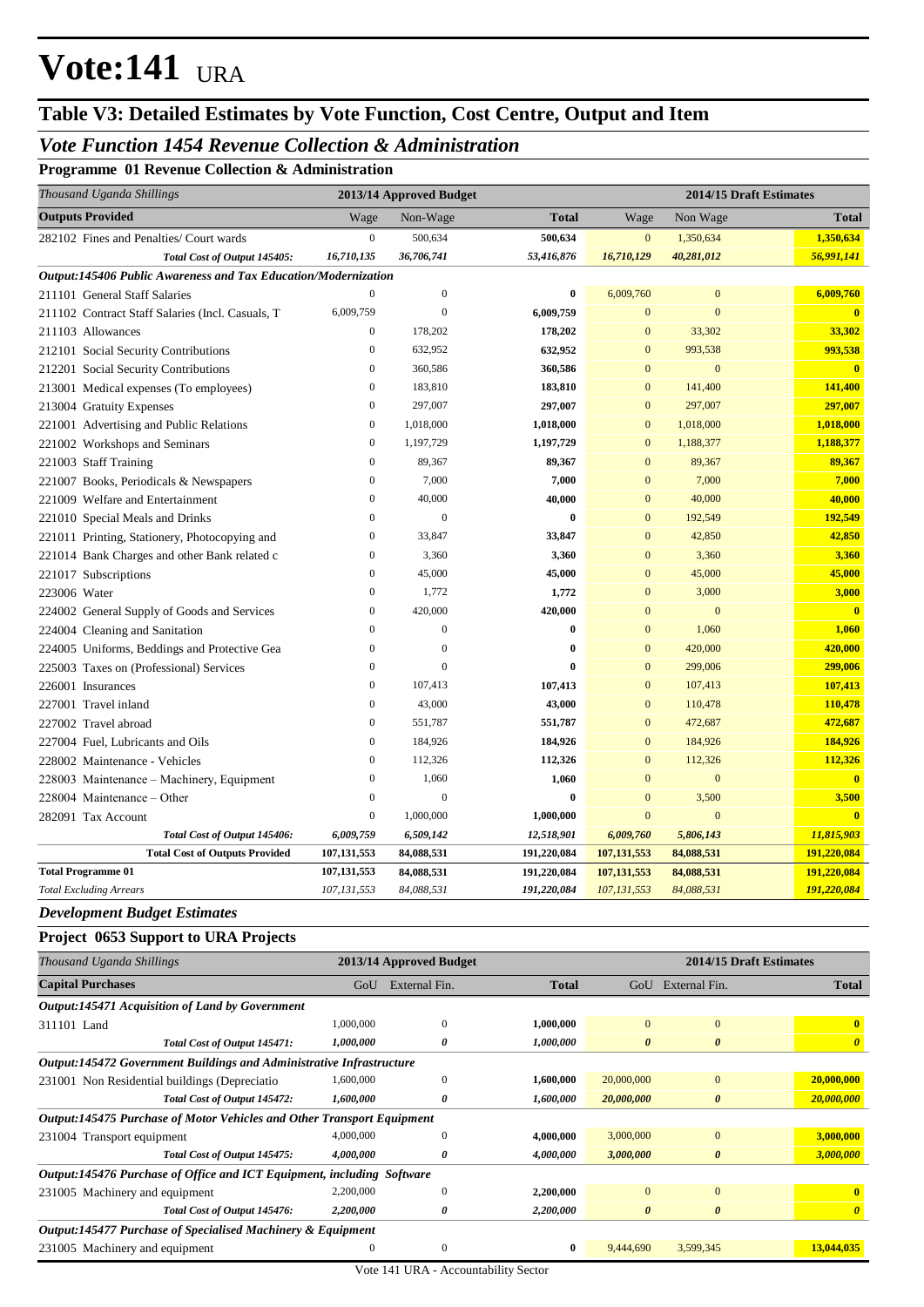# Vote:141 URA

## Table V3: Detailed Estimates by Vote Function, Cost Centre, Output and Item

### *Vote Function 1454 Revenue Collection & Administration*

### Programme 01 Revenue Collection & Administration

| *Thousand Uganda Shillings* | 2013/14 Approved Budget | | | 2014/15 Draft Estimates | | |
|---|---|---|---|---|---|---|
| **Outputs Provided** | Wage | Non-Wage | **Total** | Wage | Non Wage | **Total** |
| 282102 Fines and Penalties/ Court wards | 0 | 500,634 | **500,634** | 0 | 1,350,634 | **1,350,634** |
| ***Total Cost of Output 145405:*** | ***16,710,135*** | ***36,706,741*** | ***53,416,876*** | ***16,710,129*** | ***40,281,012*** | ***56,991,141*** |
| ***Output:145406 Public Awareness and Tax Education/Modernization*** | | | | | | |
| 211101 General Staff Salaries | 0 | 0 | **0** | 6,009,760 | 0 | **6,009,760** |
| 211102 Contract Staff Salaries (Incl. Casuals, T | 6,009,759 | 0 | **6,009,759** | 0 | 0 | **0** |
| 211103 Allowances | 0 | 178,202 | **178,202** | 0 | 33,302 | **33,302** |
| 212101 Social Security Contributions | 0 | 632,952 | **632,952** | 0 | 993,538 | **993,538** |
| 212201 Social Security Contributions | 0 | 360,586 | **360,586** | 0 | 0 | **0** |
| 213001 Medical expenses (To employees) | 0 | 183,810 | **183,810** | 0 | 141,400 | **141,400** |
| 213004 Gratuity Expenses | 0 | 297,007 | **297,007** | 0 | 297,007 | **297,007** |
| 221001 Advertising and Public Relations | 0 | 1,018,000 | **1,018,000** | 0 | 1,018,000 | **1,018,000** |
| 221002 Workshops and Seminars | 0 | 1,197,729 | **1,197,729** | 0 | 1,188,377 | **1,188,377** |
| 221003 Staff Training | 0 | 89,367 | **89,367** | 0 | 89,367 | **89,367** |
| 221007 Books, Periodicals & Newspapers | 0 | 7,000 | **7,000** | 0 | 7,000 | **7,000** |
| 221009 Welfare and Entertainment | 0 | 40,000 | **40,000** | 0 | 40,000 | **40,000** |
| 221010 Special Meals and Drinks | 0 | 0 | **0** | 0 | 192,549 | **192,549** |
| 221011 Printing, Stationery, Photocopying and | 0 | 33,847 | **33,847** | 0 | 42,850 | **42,850** |
| 221014 Bank Charges and other Bank related c | 0 | 3,360 | **3,360** | 0 | 3,360 | **3,360** |
| 221017 Subscriptions | 0 | 45,000 | **45,000** | 0 | 45,000 | **45,000** |
| 223006 Water | 0 | 1,772 | **1,772** | 0 | 3,000 | **3,000** |
| 224002 General Supply of Goods and Services | 0 | 420,000 | **420,000** | 0 | 0 | **0** |
| 224004 Cleaning and Sanitation | 0 | 0 | **0** | 0 | 1,060 | **1,060** |
| 224005 Uniforms, Beddings and Protective Gea | 0 | 0 | **0** | 0 | 420,000 | **420,000** |
| 225003 Taxes on (Professional) Services | 0 | 0 | **0** | 0 | 299,006 | **299,006** |
| 226001 Insurances | 0 | 107,413 | **107,413** | 0 | 107,413 | **107,413** |
| 227001 Travel inland | 0 | 43,000 | **43,000** | 0 | 110,478 | **110,478** |
| 227002 Travel abroad | 0 | 551,787 | **551,787** | 0 | 472,687 | **472,687** |
| 227004 Fuel, Lubricants and Oils | 0 | 184,926 | **184,926** | 0 | 184,926 | **184,926** |
| 228002 Maintenance - Vehicles | 0 | 112,326 | **112,326** | 0 | 112,326 | **112,326** |
| 228003 Maintenance – Machinery, Equipment | 0 | 1,060 | **1,060** | 0 | 0 | **0** |
| 228004 Maintenance – Other | 0 | 0 | **0** | 0 | 3,500 | **3,500** |
| 282091 Tax Account | 0 | 1,000,000 | **1,000,000** | 0 | 0 | **0** |
| ***Total Cost of Output 145406:*** | ***6,009,759*** | ***6,509,142*** | ***12,518,901*** | ***6,009,760*** | ***5,806,143*** | ***11,815,903*** |
| **Total Cost of Outputs Provided** | **107,131,553** | **84,088,531** | **191,220,084** | **107,131,553** | **84,088,531** | **191,220,084** |
| **Total Programme 01** | **107,131,553** | **84,088,531** | **191,220,084** | **107,131,553** | **84,088,531** | **191,220,084** |
| *Total Excluding Arrears* | *107,131,553* | *84,088,531* | *191,220,084* | *107,131,553* | *84,088,531* | *191,220,084* |

### *Development Budget Estimates*

### Project 0653 Support to URA Projects

| *Thousand Uganda Shillings* | 2013/14 Approved Budget | | | 2014/15 Draft Estimates | | |
|---|---|---|---|---|---|---|
| **Capital Purchases** | GoU | External Fin. | **Total** | GoU | External Fin. | **Total** |
| ***Output:145471 Acquisition of Land by Government*** | | | | | | |
| 311101 Land | 1,000,000 | 0 | **1,000,000** | 0 | 0 | **0** |
| ***Total Cost of Output 145471:*** | ***1,000,000*** | ***0*** | ***1,000,000*** | ***0*** | ***0*** | ***0*** |
| ***Output:145472 Government Buildings and Administrative Infrastructure*** | | | | | | |
| 231001 Non Residential buildings (Depreciatio | 1,600,000 | 0 | **1,600,000** | 20,000,000 | 0 | **20,000,000** |
| ***Total Cost of Output 145472:*** | ***1,600,000*** | ***0*** | ***1,600,000*** | ***20,000,000*** | ***0*** | ***20,000,000*** |
| ***Output:145475 Purchase of Motor Vehicles and Other Transport Equipment*** | | | | | | |
| 231004 Transport equipment | 4,000,000 | 0 | **4,000,000** | 3,000,000 | 0 | **3,000,000** |
| ***Total Cost of Output 145475:*** | ***4,000,000*** | ***0*** | ***4,000,000*** | ***3,000,000*** | ***0*** | ***3,000,000*** |
| ***Output:145476 Purchase of Office and ICT Equipment, including Software*** | | | | | | |
| 231005 Machinery and equipment | 2,200,000 | 0 | **2,200,000** | 0 | 0 | **0** |
| ***Total Cost of Output 145476:*** | ***2,200,000*** | ***0*** | ***2,200,000*** | ***0*** | ***0*** | ***0*** |
| ***Output:145477 Purchase of Specialised Machinery & Equipment*** | | | | | | |
| 231005 Machinery and equipment | 0 | 0 | **0** | 9,444,690 | 3,599,345 | **13,044,035** |

Vote 141 URA - Accountability Sector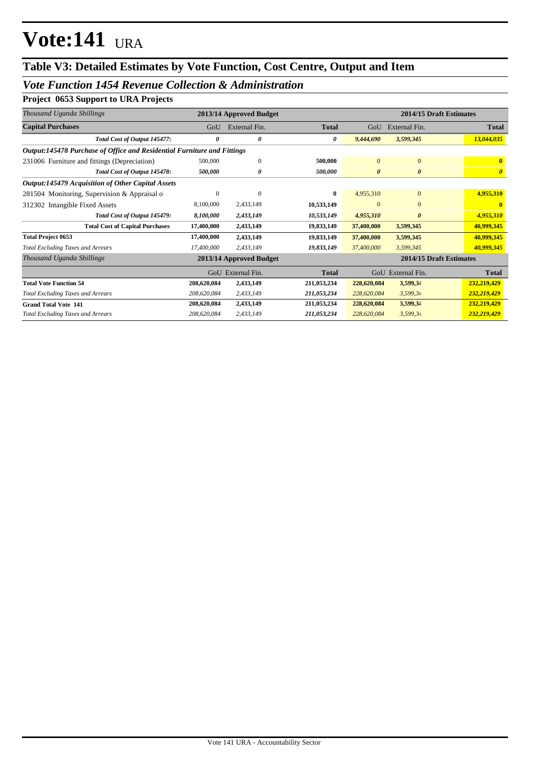# Vote:141 URA

## Table V3: Detailed Estimates by Vote Function, Cost Centre, Output and Item

### *Vote Function 1454 Revenue Collection & Administration*

### Project 0653 Support to URA Projects

| *Thousand Uganda Shillings* | 2013/14 Approved Budget | | | 2014/15 Draft Estimates | | |
|---|---|---|---|---|---|---|
| **Capital Purchases** | GoU | External Fin. | **Total** | GoU | External Fin. | **Total** |
| ***Total Cost of Output 145477:*** | ***0*** | ***0*** | ***0*** | ***9,444,690*** | ***3,599,345*** | ***13,044,035*** |
| ***Output:145478 Purchase of Office and Residential Furniture and Fittings*** | | | | | | |
| 231006 Furniture and fittings (Depreciation) | 500,000 | 0 | **500,000** | 0 | 0 | **0** |
| ***Total Cost of Output 145478:*** | ***500,000*** | ***0*** | ***500,000*** | ***0*** | ***0*** | ***0*** |
| ***Output:145479 Acquisition of Other Capital Assets*** | | | | | | |
| 281504 Monitoring, Supervision & Appraisal o | 0 | 0 | **0** | 4,955,310 | 0 | **4,955,310** |
| 312302 Intangible Fixed Assets | 8,100,000 | 2,433,149 | **10,533,149** | 0 | 0 | **0** |
| ***Total Cost of Output 145479:*** | ***8,100,000*** | ***2,433,149*** | ***10,533,149*** | ***4,955,310*** | ***0*** | ***4,955,310*** |
| **Total Cost of Capital Purchases** | **17,400,000** | **2,433,149** | **19,833,149** | **37,400,000** | **3,599,345** | **40,999,345** |
| **Total Project 0653** | **17,400,000** | **2,433,149** | **19,833,149** | **37,400,000** | **3,599,345** | **40,999,345** |
| *Total Excluding Taxes and Arrears* | *17,400,000* | *2,433,149* | ***19,833,149*** | *37,400,000* | *3,599,345* | ***40,999,345*** |

| *Thousand Uganda Shillings* | 2013/14 Approved Budget | | | 2014/15 Draft Estimates | | |
|---|---|---|---|---|---|---|
| | GoU | External Fin. | **Total** | GoU | External Fin. | **Total** |
| **Total Vote Function 54** | **208,620,084** | **2,433,149** | **211,053,234** | **228,620,084** | **3,599,34** | **232,219,429** |
| *Total Excluding Taxes and Arrears* | *208,620,084* | *2,433,149* | ***211,053,234*** | *228,620,084* | *3,599,34* | ***232,219,429*** |
| **Grand Total Vote 141** | **208,620,084** | **2,433,149** | **211,053,234** | **228,620,084** | **3,599,34** | **232,219,429** |
| *Total Excluding Taxes and Arrears* | *208,620,084* | *2,433,149* | ***211,053,234*** | *228,620,084* | *3,599,34* | ***232,219,429*** |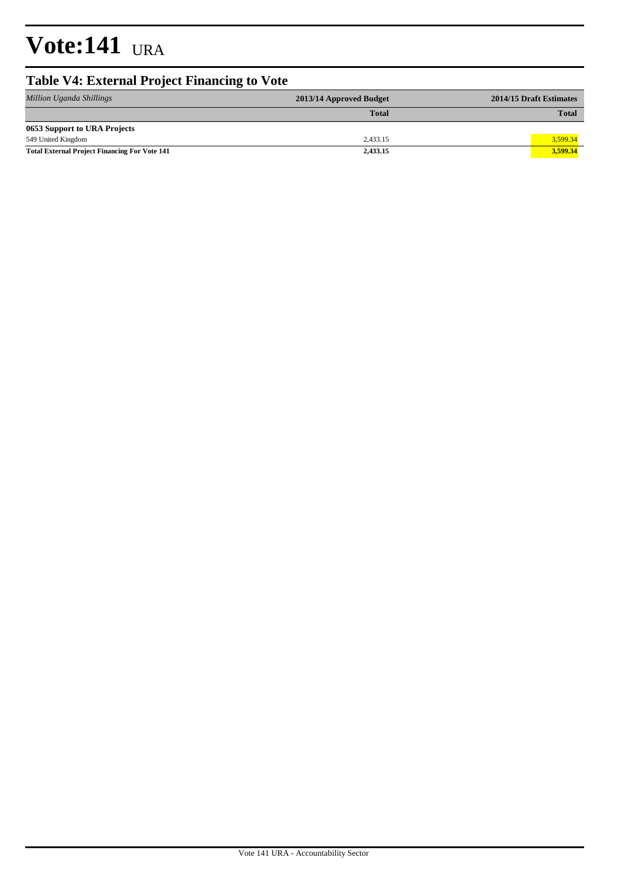# Vote:141 URA

## Table V4: External Project Financing to Vote

| *Million Uganda Shillings* | 2013/14 Approved Budget | 2014/15 Draft Estimates |
|---|---|---|
| | **Total** | **Total** |
| **0653 Support to URA Projects** | | |
| 549 United Kingdom | 2,433.15 | 3,599.34 |
| **Total External Project Financing For Vote 141** | **2,433.15** | **3,599.34** |